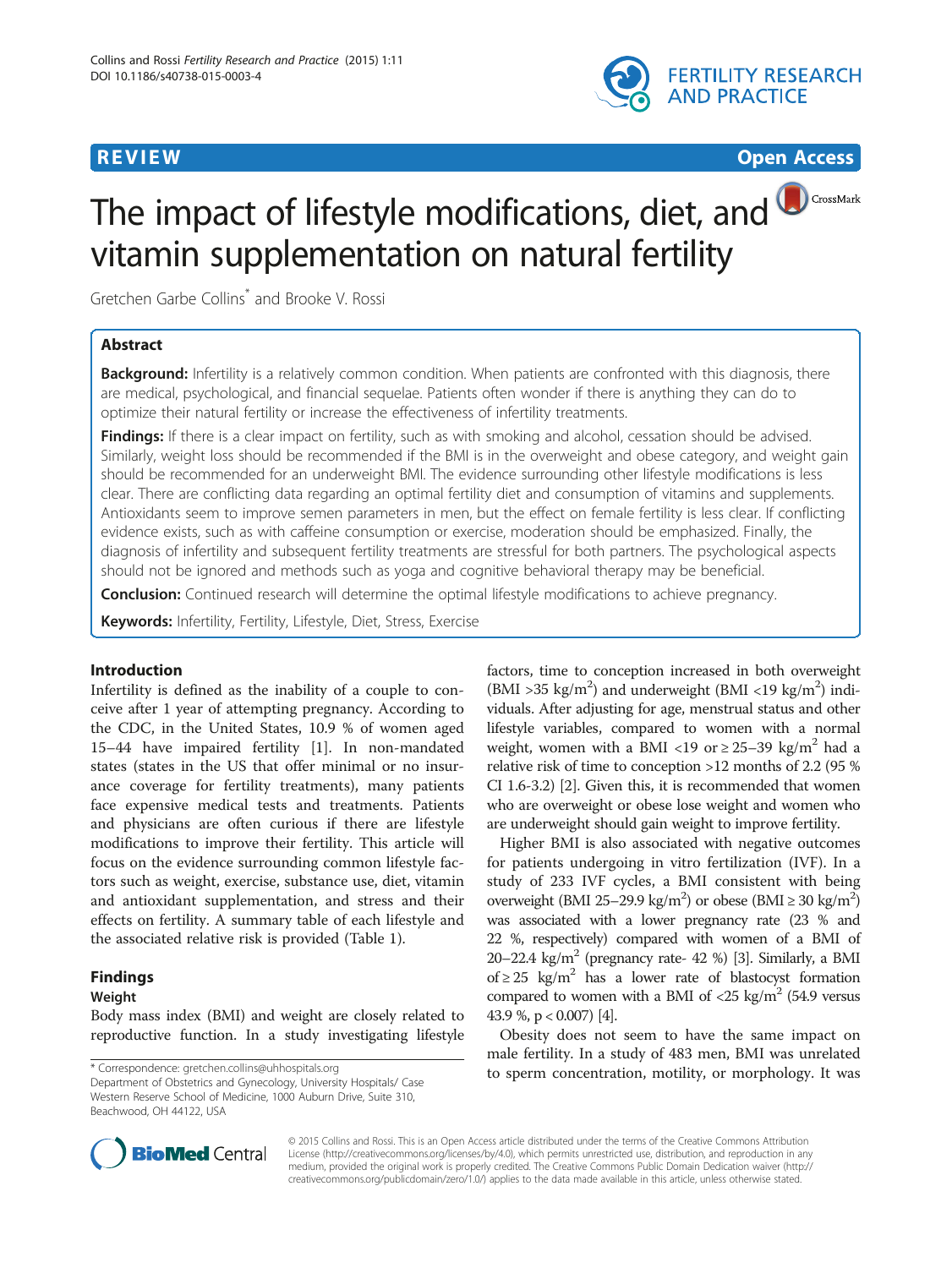**REVIEW** **Open Access**

# The impact of lifestyle modifications, diet, and vitamin supplementation on natural fertility

Gretchen Garbe Collins* and Brooke V. Rossi

## Abstract

**Background:** Infertility is a relatively common condition. When patients are confronted with this diagnosis, there are medical, psychological, and financial sequelae. Patients often wonder if there is anything they can do to optimize their natural fertility or increase the effectiveness of infertility treatments.

**Findings:** If there is a clear impact on fertility, such as with smoking and alcohol, cessation should be advised. Similarly, weight loss should be recommended if the BMI is in the overweight and obese category, and weight gain should be recommended for an underweight BMI. The evidence surrounding other lifestyle modifications is less clear. There are conflicting data regarding an optimal fertility diet and consumption of vitamins and supplements. Antioxidants seem to improve semen parameters in men, but the effect on female fertility is less clear. If conflicting evidence exists, such as with caffeine consumption or exercise, moderation should be emphasized. Finally, the diagnosis of infertility and subsequent fertility treatments are stressful for both partners. The psychological aspects should not be ignored and methods such as yoga and cognitive behavioral therapy may be beneficial.

**Conclusion:** Continued research will determine the optimal lifestyle modifications to achieve pregnancy.

**Keywords:** Infertility, Fertility, Lifestyle, Diet, Stress, Exercise

## Introduction

Infertility is defined as the inability of a couple to conceive after 1 year of attempting pregnancy. According to the CDC, in the United States, 10.9 % of women aged 15–44 have impaired fertility [1]. In non-mandated states (states in the US that offer minimal or no insurance coverage for fertility treatments), many patients face expensive medical tests and treatments. Patients and physicians are often curious if there are lifestyle modifications to improve their fertility. This article will focus on the evidence surrounding common lifestyle factors such as weight, exercise, substance use, diet, vitamin and antioxidant supplementation, and stress and their effects on fertility. A summary table of each lifestyle and the associated relative risk is provided (Table 1).

## Findings

### Weight

Body mass index (BMI) and weight are closely related to reproductive function. In a study investigating lifestyle factors, time to conception increased in both overweight (BMI >35 kg/m$^2$) and underweight (BMI <19 kg/m$^2$) individuals. After adjusting for age, menstrual status and other lifestyle variables, compared to women with a normal weight, women with a BMI <19 or ≥ 25–39 kg/m$^2$ had a relative risk of time to conception >12 months of 2.2 (95 % CI 1.6-3.2) [2]. Given this, it is recommended that women who are overweight or obese lose weight and women who are underweight should gain weight to improve fertility.

Higher BMI is also associated with negative outcomes for patients undergoing in vitro fertilization (IVF). In a study of 233 IVF cycles, a BMI consistent with being overweight (BMI 25–29.9 kg/m$^2$) or obese (BMI ≥ 30 kg/m$^2$) was associated with a lower pregnancy rate (23 % and 22 %, respectively) compared with women of a BMI of 20–22.4 kg/m$^2$ (pregnancy rate- 42 %) [3]. Similarly, a BMI of ≥ 25 kg/m$^2$ has a lower rate of blastocyst formation compared to women with a BMI of <25 kg/m$^2$ (54.9 versus 43.9 %, $p < 0.007$) [4].

Obesity does not seem to have the same impact on male fertility. In a study of 483 men, BMI was unrelated to sperm concentration, motility, or morphology. It was

---

* Correspondence: gretchen.collins@uhhospitals.org
Department of Obstetrics and Gynecology, University Hospitals/ Case Western Reserve School of Medicine, 1000 Auburn Drive, Suite 310, Beachwood, OH 44122, USA

© 2015 Collins and Rossi. This is an Open Access article distributed under the terms of the Creative Commons Attribution License (http://creativecommons.org/licenses/by/4.0), which permits unrestricted use, distribution, and reproduction in any medium, provided the original work is properly credited. The Creative Commons Public Domain Dedication waiver (http://creativecommons.org/publicdomain/zero/1.0/) applies to the data made available in this article, unless otherwise stated.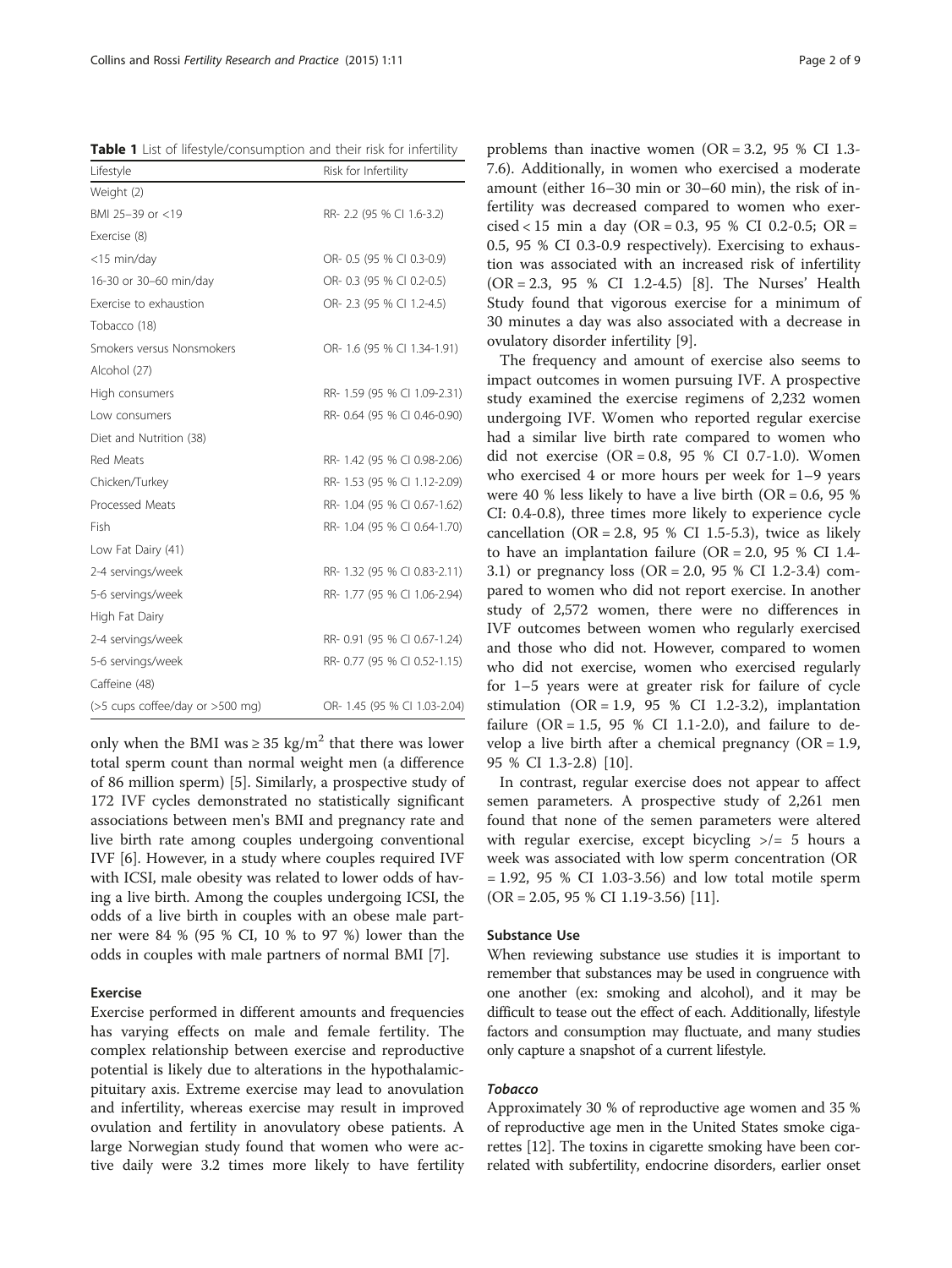**Table 1** List of lifestyle/consumption and their risk for infertility

| Lifestyle | Risk for Infertility |
|---|---|
| Weight (2) | |
| BMI 25–39 or <19 | RR- 2.2 (95 % CI 1.6-3.2) |
| Exercise (8) | |
| <15 min/day | OR- 0.5 (95 % CI 0.3-0.9) |
| 16-30 or 30–60 min/day | OR- 0.3 (95 % CI 0.2-0.5) |
| Exercise to exhaustion | OR- 2.3 (95 % CI 1.2-4.5) |
| Tobacco (18) | |
| Smokers versus Nonsmokers | OR- 1.6 (95 % CI 1.34-1.91) |
| Alcohol (27) | |
| High consumers | RR- 1.59 (95 % CI 1.09-2.31) |
| Low consumers | RR- 0.64 (95 % CI 0.46-0.90) |
| Diet and Nutrition (38) | |
| Red Meats | RR- 1.42 (95 % CI 0.98-2.06) |
| Chicken/Turkey | RR- 1.53 (95 % CI 1.12-2.09) |
| Processed Meats | RR- 1.04 (95 % CI 0.67-1.62) |
| Fish | RR- 1.04 (95 % CI 0.64-1.70) |
| Low Fat Dairy (41) | |
| 2-4 servings/week | RR- 1.32 (95 % CI 0.83-2.11) |
| 5-6 servings/week | RR- 1.77 (95 % CI 1.06-2.94) |
| High Fat Dairy | |
| 2-4 servings/week | RR- 0.91 (95 % CI 0.67-1.24) |
| 5-6 servings/week | RR- 0.77 (95 % CI 0.52-1.15) |
| Caffeine (48) | |
| (>5 cups coffee/day or >500 mg) | OR- 1.45 (95 % CI 1.03-2.04) |

only when the BMI was ≥ 35 kg/m$^2$ that there was lower total sperm count than normal weight men (a difference of 86 million sperm) [5]. Similarly, a prospective study of 172 IVF cycles demonstrated no statistically significant associations between men's BMI and pregnancy rate and live birth rate among couples undergoing conventional IVF [6]. However, in a study where couples required IVF with ICSI, male obesity was related to lower odds of having a live birth. Among the couples undergoing ICSI, the odds of a live birth in couples with an obese male partner were 84 % (95 % CI, 10 % to 97 %) lower than the odds in couples with male partners of normal BMI [7].

### Exercise

Exercise performed in different amounts and frequencies has varying effects on male and female fertility. The complex relationship between exercise and reproductive potential is likely due to alterations in the hypothalamic-pituitary axis. Extreme exercise may lead to anovulation and infertility, whereas exercise may result in improved ovulation and fertility in anovulatory obese patients. A large Norwegian study found that women who were active daily were 3.2 times more likely to have fertility problems than inactive women (OR = 3.2, 95 % CI 1.3-7.6). Additionally, in women who exercised a moderate amount (either 16–30 min or 30–60 min), the risk of infertility was decreased compared to women who exercised < 15 min a day (OR = 0.3, 95 % CI 0.2-0.5; OR = 0.5, 95 % CI 0.3-0.9 respectively). Exercising to exhaustion was associated with an increased risk of infertility (OR = 2.3, 95 % CI 1.2-4.5) [8]. The Nurses' Health Study found that vigorous exercise for a minimum of 30 minutes a day was also associated with a decrease in ovulatory disorder infertility [9].

The frequency and amount of exercise also seems to impact outcomes in women pursuing IVF. A prospective study examined the exercise regimens of 2,232 women undergoing IVF. Women who reported regular exercise had a similar live birth rate compared to women who did not exercise (OR = 0.8, 95 % CI 0.7-1.0). Women who exercised 4 or more hours per week for 1–9 years were 40 % less likely to have a live birth (OR = 0.6, 95 % CI: 0.4-0.8), three times more likely to experience cycle cancellation (OR = 2.8, 95 % CI 1.5-5.3), twice as likely to have an implantation failure (OR = 2.0, 95 % CI 1.4-3.1) or pregnancy loss (OR = 2.0, 95 % CI 1.2-3.4) compared to women who did not report exercise. In another study of 2,572 women, there were no differences in IVF outcomes between women who regularly exercised and those who did not. However, compared to women who did not exercise, women who exercised regularly for 1–5 years were at greater risk for failure of cycle stimulation (OR = 1.9, 95 % CI 1.2-3.2), implantation failure (OR = 1.5, 95 % CI 1.1-2.0), and failure to develop a live birth after a chemical pregnancy (OR = 1.9, 95 % CI 1.3-2.8) [10].

In contrast, regular exercise does not appear to affect semen parameters. A prospective study of 2,261 men found that none of the semen parameters were altered with regular exercise, except bicycling >/= 5 hours a week was associated with low sperm concentration (OR = 1.92, 95 % CI 1.03-3.56) and low total motile sperm (OR = 2.05, 95 % CI 1.19-3.56) [11].

### Substance Use

When reviewing substance use studies it is important to remember that substances may be used in congruence with one another (ex: smoking and alcohol), and it may be difficult to tease out the effect of each. Additionally, lifestyle factors and consumption may fluctuate, and many studies only capture a snapshot of a current lifestyle.

#### *Tobacco*

Approximately 30 % of reproductive age women and 35 % of reproductive age men in the United States smoke cigarettes [12]. The toxins in cigarette smoking have been correlated with subfertility, endocrine disorders, earlier onset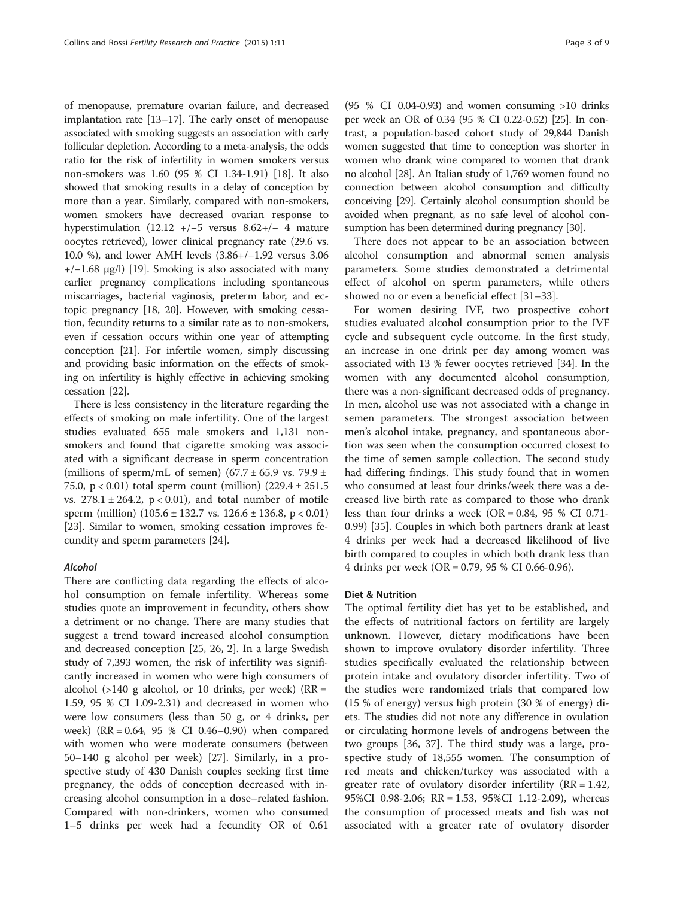of menopause, premature ovarian failure, and decreased implantation rate [13–17]. The early onset of menopause associated with smoking suggests an association with early follicular depletion. According to a meta-analysis, the odds ratio for the risk of infertility in women smokers versus non-smokers was 1.60 (95 % CI 1.34-1.91) [18]. It also showed that smoking results in a delay of conception by more than a year. Similarly, compared with non-smokers, women smokers have decreased ovarian response to hyperstimulation (12.12 +/−5 versus 8.62+/− 4 mature oocytes retrieved), lower clinical pregnancy rate (29.6 vs. 10.0 %), and lower AMH levels (3.86+/−1.92 versus 3.06 +/−1.68 μg/l) [19]. Smoking is also associated with many earlier pregnancy complications including spontaneous miscarriages, bacterial vaginosis, preterm labor, and ectopic pregnancy [18, 20]. However, with smoking cessation, fecundity returns to a similar rate as to non-smokers, even if cessation occurs within one year of attempting conception [21]. For infertile women, simply discussing and providing basic information on the effects of smoking on infertility is highly effective in achieving smoking cessation [22].

There is less consistency in the literature regarding the effects of smoking on male infertility. One of the largest studies evaluated 655 male smokers and 1,131 nonsmokers and found that cigarette smoking was associated with a significant decrease in sperm concentration (millions of sperm/mL of semen) (67.7 ± 65.9 vs. 79.9 ± 75.0, $p < 0.01$) total sperm count (million) (229.4 ± 251.5 vs. 278.1 ± 264.2, $p < 0.01$), and total number of motile sperm (million) (105.6 ± 132.7 vs. 126.6 ± 136.8, $p < 0.01$) [23]. Similar to women, smoking cessation improves fecundity and sperm parameters [24].

### *Alcohol*

There are conflicting data regarding the effects of alcohol consumption on female infertility. Whereas some studies quote an improvement in fecundity, others show a detriment or no change. There are many studies that suggest a trend toward increased alcohol consumption and decreased conception [25, 26, 2]. In a large Swedish study of 7,393 women, the risk of infertility was significantly increased in women who were high consumers of alcohol (>140 g alcohol, or 10 drinks, per week) (RR = 1.59, 95 % CI 1.09-2.31) and decreased in women who were low consumers (less than 50 g, or 4 drinks, per week) (RR = 0.64, 95 % CI 0.46–0.90) when compared with women who were moderate consumers (between 50–140 g alcohol per week) [27]. Similarly, in a prospective study of 430 Danish couples seeking first time pregnancy, the odds of conception decreased with increasing alcohol consumption in a dose–related fashion. Compared with non-drinkers, women who consumed 1–5 drinks per week had a fecundity OR of 0.61 (95 % CI 0.04-0.93) and women consuming >10 drinks per week an OR of 0.34 (95 % CI 0.22-0.52) [25]. In contrast, a population-based cohort study of 29,844 Danish women suggested that time to conception was shorter in women who drank wine compared to women that drank no alcohol [28]. An Italian study of 1,769 women found no connection between alcohol consumption and difficulty conceiving [29]. Certainly alcohol consumption should be avoided when pregnant, as no safe level of alcohol consumption has been determined during pregnancy [30].

There does not appear to be an association between alcohol consumption and abnormal semen analysis parameters. Some studies demonstrated a detrimental effect of alcohol on sperm parameters, while others showed no or even a beneficial effect [31–33].

For women desiring IVF, two prospective cohort studies evaluated alcohol consumption prior to the IVF cycle and subsequent cycle outcome. In the first study, an increase in one drink per day among women was associated with 13 % fewer oocytes retrieved [34]. In the women with any documented alcohol consumption, there was a non-significant decreased odds of pregnancy. In men, alcohol use was not associated with a change in semen parameters. The strongest association between men's alcohol intake, pregnancy, and spontaneous abortion was seen when the consumption occurred closest to the time of semen sample collection. The second study had differing findings. This study found that in women who consumed at least four drinks/week there was a decreased live birth rate as compared to those who drank less than four drinks a week (OR = 0.84, 95 % CI 0.71-0.99) [35]. Couples in which both partners drank at least 4 drinks per week had a decreased likelihood of live birth compared to couples in which both drank less than 4 drinks per week (OR = 0.79, 95 % CI 0.66-0.96).

### Diet & Nutrition

The optimal fertility diet has yet to be established, and the effects of nutritional factors on fertility are largely unknown. However, dietary modifications have been shown to improve ovulatory disorder infertility. Three studies specifically evaluated the relationship between protein intake and ovulatory disorder infertility. Two of the studies were randomized trials that compared low (15 % of energy) versus high protein (30 % of energy) diets. The studies did not note any difference in ovulation or circulating hormone levels of androgens between the two groups [36, 37]. The third study was a large, prospective study of 18,555 women. The consumption of red meats and chicken/turkey was associated with a greater rate of ovulatory disorder infertility (RR = 1.42, 95%CI 0.98-2.06; RR = 1.53, 95%CI 1.12-2.09), whereas the consumption of processed meats and fish was not associated with a greater rate of ovulatory disorder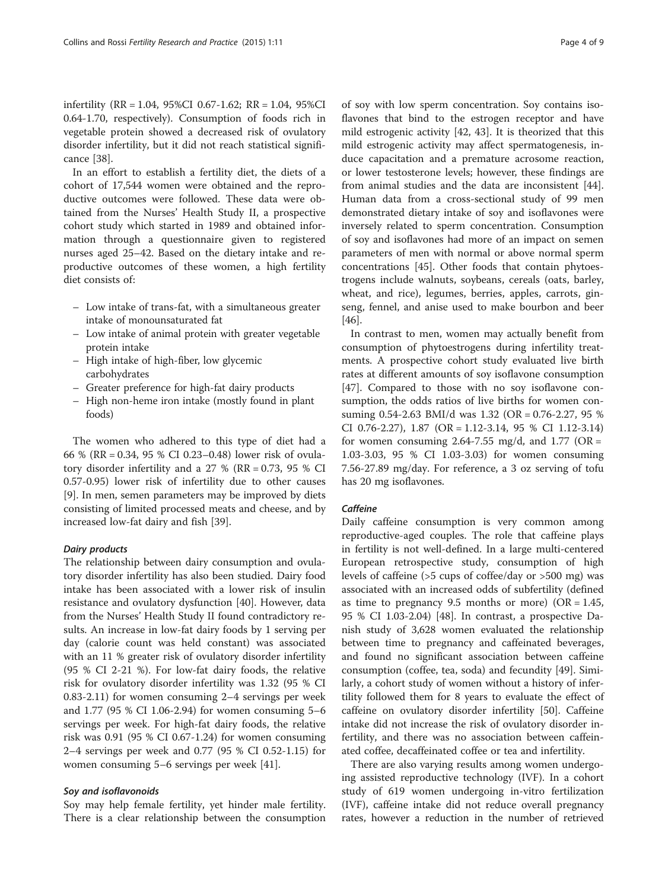infertility (RR = 1.04, 95%CI 0.67-1.62; RR = 1.04, 95%CI 0.64-1.70, respectively). Consumption of foods rich in vegetable protein showed a decreased risk of ovulatory disorder infertility, but it did not reach statistical significance [38].

In an effort to establish a fertility diet, the diets of a cohort of 17,544 women were obtained and the reproductive outcomes were followed. These data were obtained from the Nurses' Health Study II, a prospective cohort study which started in 1989 and obtained information through a questionnaire given to registered nurses aged 25–42. Based on the dietary intake and reproductive outcomes of these women, a high fertility diet consists of:

- Low intake of trans-fat, with a simultaneous greater intake of monounsaturated fat
- Low intake of animal protein with greater vegetable protein intake
- High intake of high-fiber, low glycemic carbohydrates
- Greater preference for high-fat dairy products
- High non-heme iron intake (mostly found in plant foods)

The women who adhered to this type of diet had a 66 % (RR = 0.34, 95 % CI 0.23–0.48) lower risk of ovulatory disorder infertility and a 27 % (RR = 0.73, 95 % CI 0.57-0.95) lower risk of infertility due to other causes [9]. In men, semen parameters may be improved by diets consisting of limited processed meats and cheese, and by increased low-fat dairy and fish [39].

#### *Dairy products*

The relationship between dairy consumption and ovulatory disorder infertility has also been studied. Dairy food intake has been associated with a lower risk of insulin resistance and ovulatory dysfunction [40]. However, data from the Nurses' Health Study II found contradictory results. An increase in low-fat dairy foods by 1 serving per day (calorie count was held constant) was associated with an 11 % greater risk of ovulatory disorder infertility (95 % CI 2-21 %). For low-fat dairy foods, the relative risk for ovulatory disorder infertility was 1.32 (95 % CI 0.83-2.11) for women consuming 2–4 servings per week and 1.77 (95 % CI 1.06-2.94) for women consuming 5–6 servings per week. For high-fat dairy foods, the relative risk was 0.91 (95 % CI 0.67-1.24) for women consuming 2–4 servings per week and 0.77 (95 % CI 0.52-1.15) for women consuming 5–6 servings per week [41].

#### *Soy and isoflavonoids*

Soy may help female fertility, yet hinder male fertility. There is a clear relationship between the consumption of soy with low sperm concentration. Soy contains isoflavones that bind to the estrogen receptor and have mild estrogenic activity [42, 43]. It is theorized that this mild estrogenic activity may affect spermatogenesis, induce capacitation and a premature acrosome reaction, or lower testosterone levels; however, these findings are from animal studies and the data are inconsistent [44]. Human data from a cross-sectional study of 99 men demonstrated dietary intake of soy and isoflavones were inversely related to sperm concentration. Consumption of soy and isoflavones had more of an impact on semen parameters of men with normal or above normal sperm concentrations [45]. Other foods that contain phytoestrogens include walnuts, soybeans, cereals (oats, barley, wheat, and rice), legumes, berries, apples, carrots, ginseng, fennel, and anise used to make bourbon and beer [46].

In contrast to men, women may actually benefit from consumption of phytoestrogens during infertility treatments. A prospective cohort study evaluated live birth rates at different amounts of soy isoflavone consumption [47]. Compared to those with no soy isoflavone consumption, the odds ratios of live births for women consuming 0.54-2.63 BMI/d was 1.32 (OR = 0.76-2.27, 95 % CI 0.76-2.27), 1.87 (OR = 1.12-3.14, 95 % CI 1.12-3.14) for women consuming 2.64-7.55 mg/d, and 1.77 (OR = 1.03-3.03, 95 % CI 1.03-3.03) for women consuming 7.56-27.89 mg/day. For reference, a 3 oz serving of tofu has 20 mg isoflavones.

#### *Caffeine*

Daily caffeine consumption is very common among reproductive-aged couples. The role that caffeine plays in fertility is not well-defined. In a large multi-centered European retrospective study, consumption of high levels of caffeine (>5 cups of coffee/day or >500 mg) was associated with an increased odds of subfertility (defined as time to pregnancy 9.5 months or more) (OR = 1.45, 95 % CI 1.03-2.04) [48]. In contrast, a prospective Danish study of 3,628 women evaluated the relationship between time to pregnancy and caffeinated beverages, and found no significant association between caffeine consumption (coffee, tea, soda) and fecundity [49]. Similarly, a cohort study of women without a history of infertility followed them for 8 years to evaluate the effect of caffeine on ovulatory disorder infertility [50]. Caffeine intake did not increase the risk of ovulatory disorder infertility, and there was no association between caffeinated coffee, decaffeinated coffee or tea and infertility.

There are also varying results among women undergoing assisted reproductive technology (IVF). In a cohort study of 619 women undergoing in-vitro fertilization (IVF), caffeine intake did not reduce overall pregnancy rates, however a reduction in the number of retrieved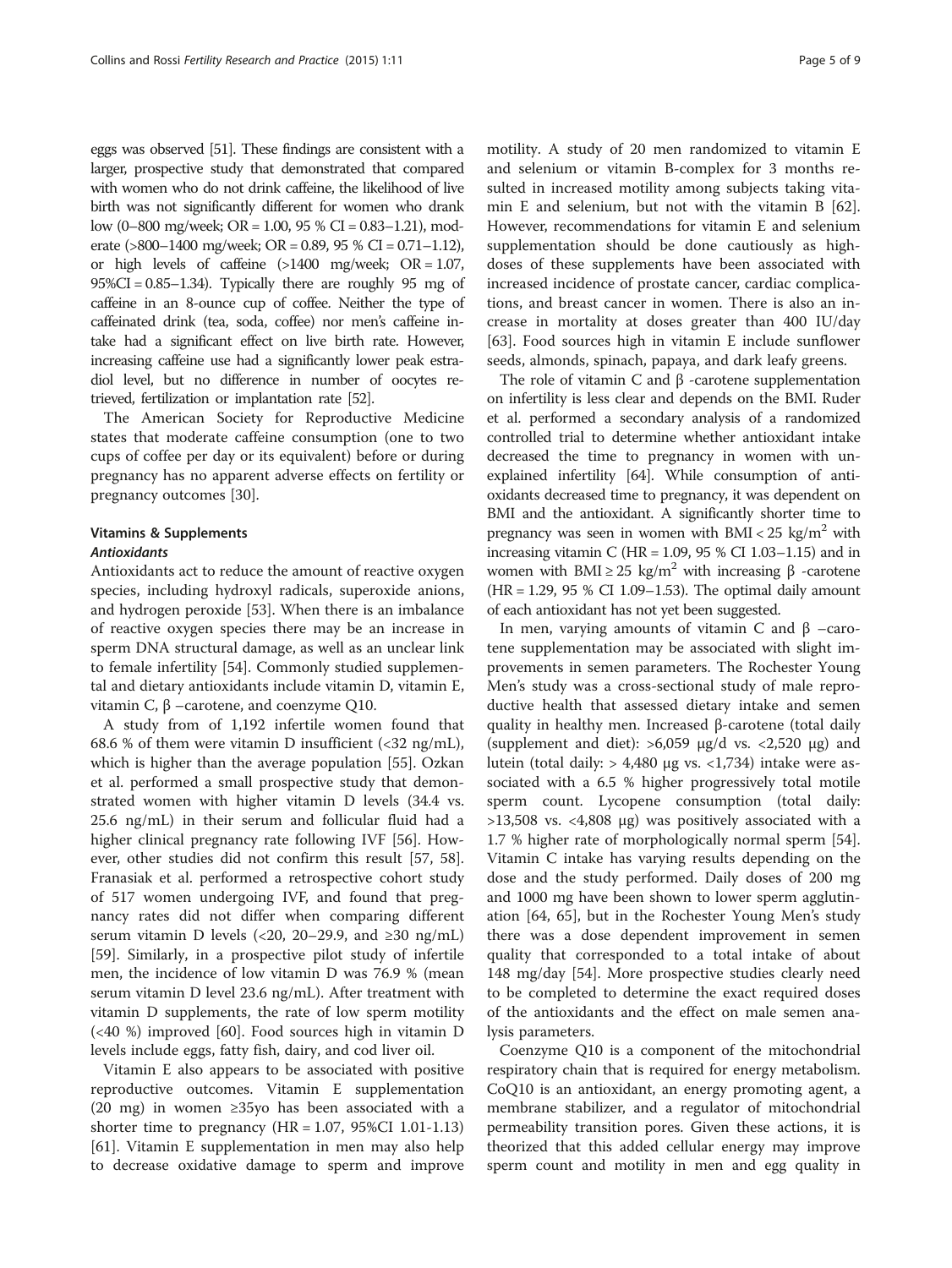eggs was observed [51]. These findings are consistent with a larger, prospective study that demonstrated that compared with women who do not drink caffeine, the likelihood of live birth was not significantly different for women who drank low (0–800 mg/week; OR = 1.00, 95 % CI = 0.83–1.21), moderate (>800–1400 mg/week; OR = 0.89, 95 % CI = 0.71–1.12), or high levels of caffeine (>1400 mg/week; OR = 1.07, 95%CI = 0.85–1.34). Typically there are roughly 95 mg of caffeine in an 8-ounce cup of coffee. Neither the type of caffeinated drink (tea, soda, coffee) nor men's caffeine intake had a significant effect on live birth rate. However, increasing caffeine use had a significantly lower peak estradiol level, but no difference in number of oocytes retrieved, fertilization or implantation rate [52].

The American Society for Reproductive Medicine states that moderate caffeine consumption (one to two cups of coffee per day or its equivalent) before or during pregnancy has no apparent adverse effects on fertility or pregnancy outcomes [30].

### Vitamins & Supplements

#### *Antioxidants*

Antioxidants act to reduce the amount of reactive oxygen species, including hydroxyl radicals, superoxide anions, and hydrogen peroxide [53]. When there is an imbalance of reactive oxygen species there may be an increase in sperm DNA structural damage, as well as an unclear link to female infertility [54]. Commonly studied supplemental and dietary antioxidants include vitamin D, vitamin E, vitamin C, β –carotene, and coenzyme Q10.

A study from of 1,192 infertile women found that 68.6 % of them were vitamin D insufficient (<32 ng/mL), which is higher than the average population [55]. Ozkan et al. performed a small prospective study that demonstrated women with higher vitamin D levels (34.4 vs. 25.6 ng/mL) in their serum and follicular fluid had a higher clinical pregnancy rate following IVF [56]. However, other studies did not confirm this result [57, 58]. Franasiak et al. performed a retrospective cohort study of 517 women undergoing IVF, and found that pregnancy rates did not differ when comparing different serum vitamin D levels (<20, 20–29.9, and ≥30 ng/mL) [59]. Similarly, in a prospective pilot study of infertile men, the incidence of low vitamin D was 76.9 % (mean serum vitamin D level 23.6 ng/mL). After treatment with vitamin D supplements, the rate of low sperm motility (<40 %) improved [60]. Food sources high in vitamin D levels include eggs, fatty fish, dairy, and cod liver oil.

Vitamin E also appears to be associated with positive reproductive outcomes. Vitamin E supplementation (20 mg) in women ≥35yo has been associated with a shorter time to pregnancy (HR = 1.07, 95%CI 1.01-1.13) [61]. Vitamin E supplementation in men may also help to decrease oxidative damage to sperm and improve motility. A study of 20 men randomized to vitamin E and selenium or vitamin B-complex for 3 months resulted in increased motility among subjects taking vitamin E and selenium, but not with the vitamin B [62]. However, recommendations for vitamin E and selenium supplementation should be done cautiously as high-doses of these supplements have been associated with increased incidence of prostate cancer, cardiac complications, and breast cancer in women. There is also an increase in mortality at doses greater than 400 IU/day [63]. Food sources high in vitamin E include sunflower seeds, almonds, spinach, papaya, and dark leafy greens.

The role of vitamin C and β -carotene supplementation on infertility is less clear and depends on the BMI. Ruder et al. performed a secondary analysis of a randomized controlled trial to determine whether antioxidant intake decreased the time to pregnancy in women with unexplained infertility [64]. While consumption of antioxidants decreased time to pregnancy, it was dependent on BMI and the antioxidant. A significantly shorter time to pregnancy was seen in women with BMI < 25 kg/m$^2$ with increasing vitamin C (HR = 1.09, 95 % CI 1.03–1.15) and in women with BMI ≥ 25 kg/m$^2$ with increasing β -carotene (HR = 1.29, 95 % CI 1.09–1.53). The optimal daily amount of each antioxidant has not yet been suggested.

In men, varying amounts of vitamin C and β –carotene supplementation may be associated with slight improvements in semen parameters. The Rochester Young Men's study was a cross-sectional study of male reproductive health that assessed dietary intake and semen quality in healthy men. Increased β-carotene (total daily (supplement and diet): >6,059 μg/d vs. <2,520 μg) and lutein (total daily: > 4,480 μg vs. <1,734) intake were associated with a 6.5 % higher progressively total motile sperm count. Lycopene consumption (total daily: >13,508 vs. <4,808 μg) was positively associated with a 1.7 % higher rate of morphologically normal sperm [54]. Vitamin C intake has varying results depending on the dose and the study performed. Daily doses of 200 mg and 1000 mg have been shown to lower sperm agglutination [64, 65], but in the Rochester Young Men's study there was a dose dependent improvement in semen quality that corresponded to a total intake of about 148 mg/day [54]. More prospective studies clearly need to be completed to determine the exact required doses of the antioxidants and the effect on male semen analysis parameters.

Coenzyme Q10 is a component of the mitochondrial respiratory chain that is required for energy metabolism. CoQ10 is an antioxidant, an energy promoting agent, a membrane stabilizer, and a regulator of mitochondrial permeability transition pores. Given these actions, it is theorized that this added cellular energy may improve sperm count and motility in men and egg quality in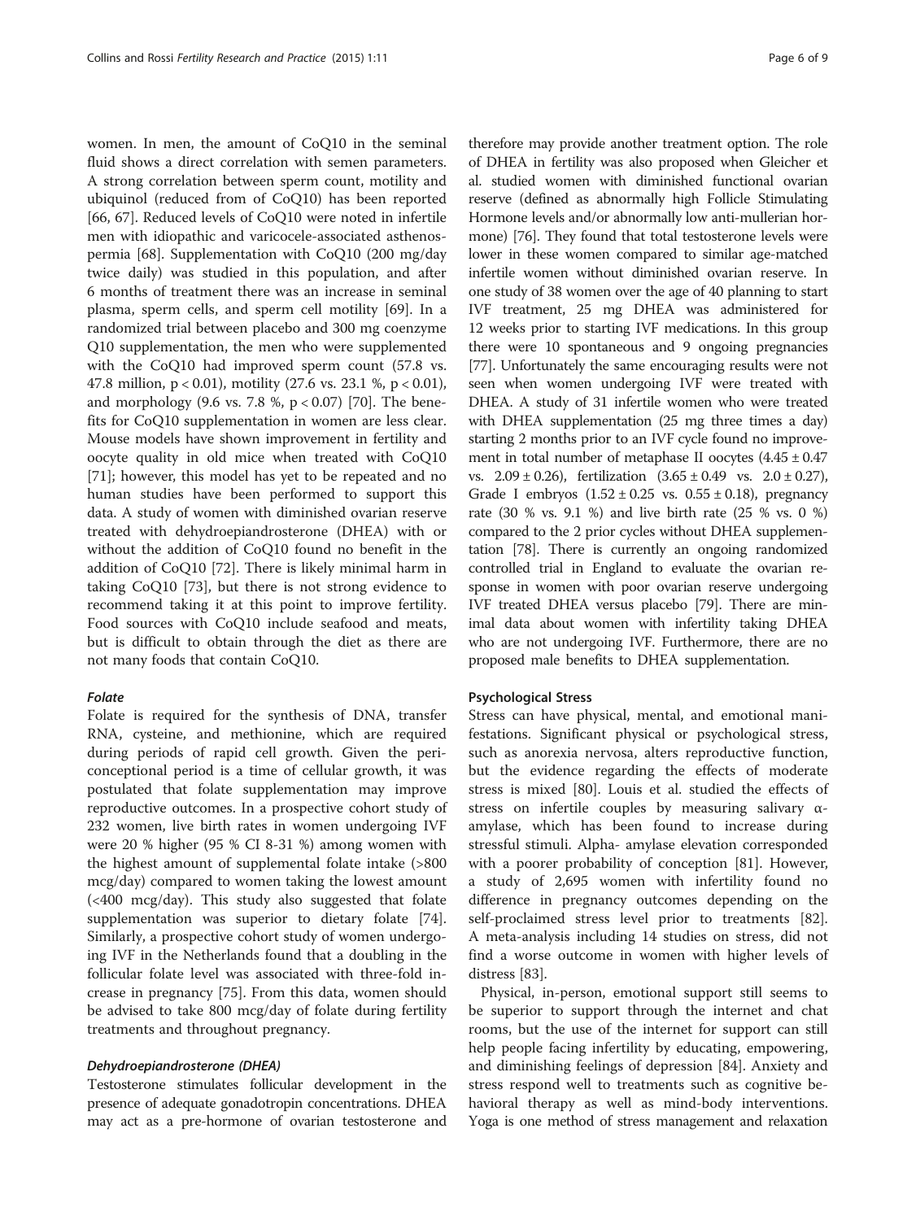women. In men, the amount of CoQ10 in the seminal fluid shows a direct correlation with semen parameters. A strong correlation between sperm count, motility and ubiquinol (reduced from of CoQ10) has been reported [66, 67]. Reduced levels of CoQ10 were noted in infertile men with idiopathic and varicocele-associated asthenospermia [68]. Supplementation with CoQ10 (200 mg/day twice daily) was studied in this population, and after 6 months of treatment there was an increase in seminal plasma, sperm cells, and sperm cell motility [69]. In a randomized trial between placebo and 300 mg coenzyme Q10 supplementation, the men who were supplemented with the CoQ10 had improved sperm count (57.8 vs. 47.8 million, $p < 0.01$), motility (27.6 vs. 23.1 %, $p < 0.01$), and morphology (9.6 vs. 7.8 %, $p < 0.07$) [70]. The benefits for CoQ10 supplementation in women are less clear. Mouse models have shown improvement in fertility and oocyte quality in old mice when treated with CoQ10 [71]; however, this model has yet to be repeated and no human studies have been performed to support this data. A study of women with diminished ovarian reserve treated with dehydroepiandrosterone (DHEA) with or without the addition of CoQ10 found no benefit in the addition of CoQ10 [72]. There is likely minimal harm in taking CoQ10 [73], but there is not strong evidence to recommend taking it at this point to improve fertility. Food sources with CoQ10 include seafood and meats, but is difficult to obtain through the diet as there are not many foods that contain CoQ10.

#### *Folate*

Folate is required for the synthesis of DNA, transfer RNA, cysteine, and methionine, which are required during periods of rapid cell growth. Given the periconceptional period is a time of cellular growth, it was postulated that folate supplementation may improve reproductive outcomes. In a prospective cohort study of 232 women, live birth rates in women undergoing IVF were 20 % higher (95 % CI 8-31 %) among women with the highest amount of supplemental folate intake (>800 mcg/day) compared to women taking the lowest amount (<400 mcg/day). This study also suggested that folate supplementation was superior to dietary folate [74]. Similarly, a prospective cohort study of women undergoing IVF in the Netherlands found that a doubling in the follicular folate level was associated with three-fold increase in pregnancy [75]. From this data, women should be advised to take 800 mcg/day of folate during fertility treatments and throughout pregnancy.

#### *Dehydroepiandrosterone (DHEA)*

Testosterone stimulates follicular development in the presence of adequate gonadotropin concentrations. DHEA may act as a pre-hormone of ovarian testosterone and therefore may provide another treatment option. The role of DHEA in fertility was also proposed when Gleicher et al. studied women with diminished functional ovarian reserve (defined as abnormally high Follicle Stimulating Hormone levels and/or abnormally low anti-mullerian hormone) [76]. They found that total testosterone levels were lower in these women compared to similar age-matched infertile women without diminished ovarian reserve. In one study of 38 women over the age of 40 planning to start IVF treatment, 25 mg DHEA was administered for 12 weeks prior to starting IVF medications. In this group there were 10 spontaneous and 9 ongoing pregnancies [77]. Unfortunately the same encouraging results were not seen when women undergoing IVF were treated with DHEA. A study of 31 infertile women who were treated with DHEA supplementation (25 mg three times a day) starting 2 months prior to an IVF cycle found no improvement in total number of metaphase II oocytes ($4.45 \pm 0.47$ vs. $2.09 \pm 0.26$), fertilization ($3.65 \pm 0.49$ vs. $2.0 \pm 0.27$), Grade I embryos ($1.52 \pm 0.25$ vs. $0.55 \pm 0.18$), pregnancy rate (30 % vs. 9.1 %) and live birth rate (25 % vs. 0 %) compared to the 2 prior cycles without DHEA supplementation [78]. There is currently an ongoing randomized controlled trial in England to evaluate the ovarian response in women with poor ovarian reserve undergoing IVF treated DHEA versus placebo [79]. There are minimal data about women with infertility taking DHEA who are not undergoing IVF. Furthermore, there are no proposed male benefits to DHEA supplementation.

### Psychological Stress

Stress can have physical, mental, and emotional manifestations. Significant physical or psychological stress, such as anorexia nervosa, alters reproductive function, but the evidence regarding the effects of moderate stress is mixed [80]. Louis et al. studied the effects of stress on infertile couples by measuring salivary α-amylase, which has been found to increase during stressful stimuli. Alpha- amylase elevation corresponded with a poorer probability of conception [81]. However, a study of 2,695 women with infertility found no difference in pregnancy outcomes depending on the self-proclaimed stress level prior to treatments [82]. A meta-analysis including 14 studies on stress, did not find a worse outcome in women with higher levels of distress [83].

Physical, in-person, emotional support still seems to be superior to support through the internet and chat rooms, but the use of the internet for support can still help people facing infertility by educating, empowering, and diminishing feelings of depression [84]. Anxiety and stress respond well to treatments such as cognitive behavioral therapy as well as mind-body interventions. Yoga is one method of stress management and relaxation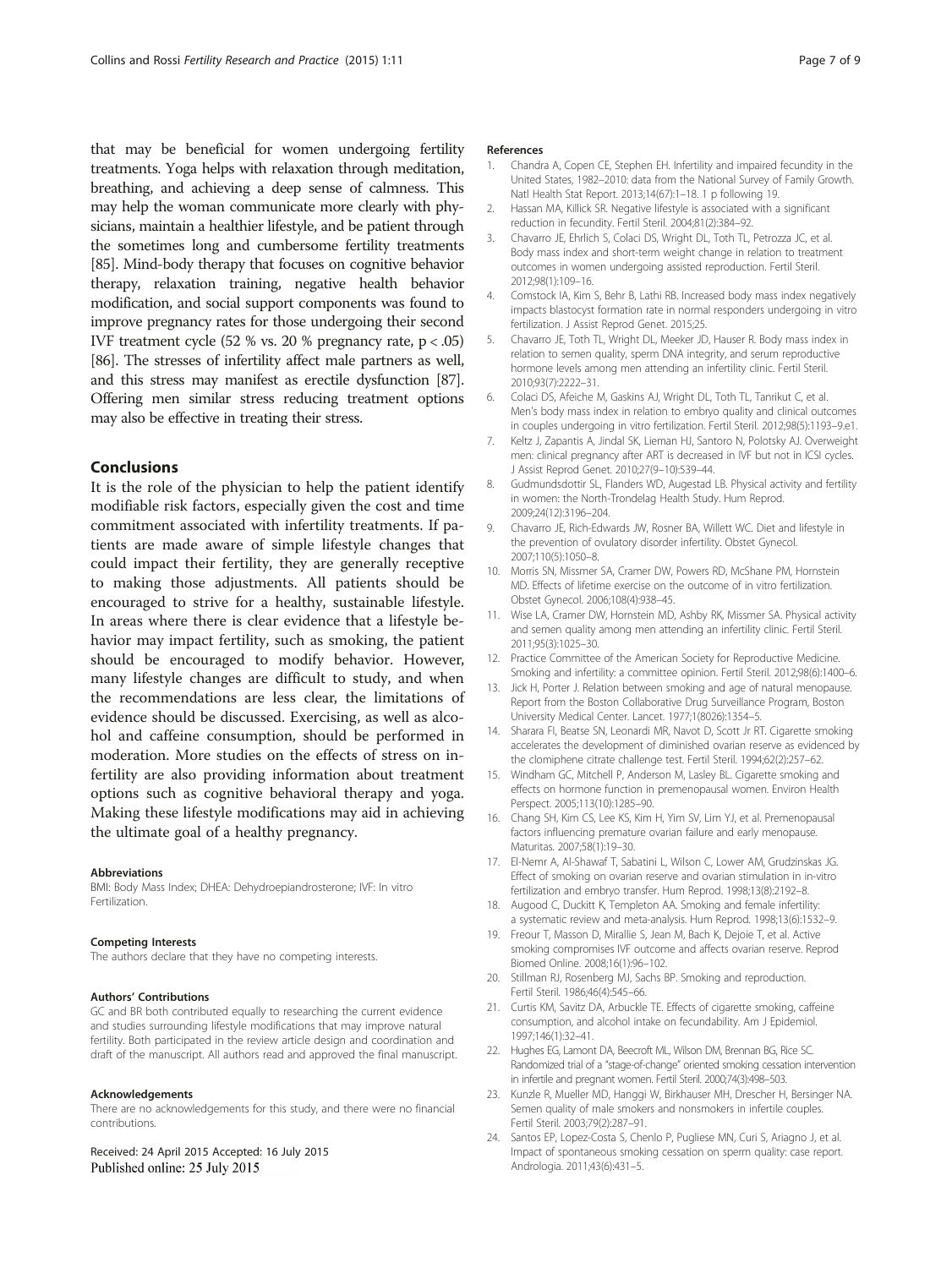that may be beneficial for women undergoing fertility treatments. Yoga helps with relaxation through meditation, breathing, and achieving a deep sense of calmness. This may help the woman communicate more clearly with physicians, maintain a healthier lifestyle, and be patient through the sometimes long and cumbersome fertility treatments [85]. Mind-body therapy that focuses on cognitive behavior therapy, relaxation training, negative health behavior modification, and social support components was found to improve pregnancy rates for those undergoing their second IVF treatment cycle (52 % vs. 20 % pregnancy rate, $p < .05$) [86]. The stresses of infertility affect male partners as well, and this stress may manifest as erectile dysfunction [87]. Offering men similar stress reducing treatment options may also be effective in treating their stress.

## Conclusions

It is the role of the physician to help the patient identify modifiable risk factors, especially given the cost and time commitment associated with infertility treatments. If patients are made aware of simple lifestyle changes that could impact their fertility, they are generally receptive to making those adjustments. All patients should be encouraged to strive for a healthy, sustainable lifestyle. In areas where there is clear evidence that a lifestyle behavior may impact fertility, such as smoking, the patient should be encouraged to modify behavior. However, many lifestyle changes are difficult to study, and when the recommendations are less clear, the limitations of evidence should be discussed. Exercising, as well as alcohol and caffeine consumption, should be performed in moderation. More studies on the effects of stress on infertility are also providing information about treatment options such as cognitive behavioral therapy and yoga. Making these lifestyle modifications may aid in achieving the ultimate goal of a healthy pregnancy.

#### Abbreviations

BMI: Body Mass Index; DHEA: Dehydroepiandrosterone; IVF: In vitro Fertilization.

#### Competing Interests

The authors declare that they have no competing interests.

#### Authors' Contributions

GC and BR both contributed equally to researching the current evidence and studies surrounding lifestyle modifications that may improve natural fertility. Both participated in the review article design and coordination and draft of the manuscript. All authors read and approved the final manuscript.

#### Acknowledgements

There are no acknowledgements for this study, and there were no financial contributions.

Received: 24 April 2015 Accepted: 16 July 2015
Published online: 25 July 2015

#### References

1. Chandra A, Copen CE, Stephen EH. Infertility and impaired fecundity in the United States, 1982–2010: data from the National Survey of Family Growth. Natl Health Stat Report. 2013;14(67):1–18. 1 p following 19.
2. Hassan MA, Killick SR. Negative lifestyle is associated with a significant reduction in fecundity. Fertil Steril. 2004;81(2):384–92.
3. Chavarro JE, Ehrlich S, Colaci DS, Wright DL, Toth TL, Petrozza JC, et al. Body mass index and short-term weight change in relation to treatment outcomes in women undergoing assisted reproduction. Fertil Steril. 2012;98(1):109–16.
4. Comstock IA, Kim S, Behr B, Lathi RB. Increased body mass index negatively impacts blastocyst formation rate in normal responders undergoing in vitro fertilization. J Assist Reprod Genet. 2015;25.
5. Chavarro JE, Toth TL, Wright DL, Meeker JD, Hauser R. Body mass index in relation to semen quality, sperm DNA integrity, and serum reproductive hormone levels among men attending an infertility clinic. Fertil Steril. 2010;93(7):2222–31.
6. Colaci DS, Afeiche M, Gaskins AJ, Wright DL, Toth TL, Tanrikut C, et al. Men's body mass index in relation to embryo quality and clinical outcomes in couples undergoing in vitro fertilization. Fertil Steril. 2012;98(5):1193–9.e1.
7. Keltz J, Zapantis A, Jindal SK, Lieman HJ, Santoro N, Polotsky AJ. Overweight men: clinical pregnancy after ART is decreased in IVF but not in ICSI cycles. J Assist Reprod Genet. 2010;27(9–10):539–44.
8. Gudmundsdottir SL, Flanders WD, Augestad LB. Physical activity and fertility in women: the North-Trondelag Health Study. Hum Reprod. 2009;24(12):3196–204.
9. Chavarro JE, Rich-Edwards JW, Rosner BA, Willett WC. Diet and lifestyle in the prevention of ovulatory disorder infertility. Obstet Gynecol. 2007;110(5):1050–8.
10. Morris SN, Missmer SA, Cramer DW, Powers RD, McShane PM, Hornstein MD. Effects of lifetime exercise on the outcome of in vitro fertilization. Obstet Gynecol. 2006;108(4):938–45.
11. Wise LA, Cramer DW, Hornstein MD, Ashby RK, Missmer SA. Physical activity and semen quality among men attending an infertility clinic. Fertil Steril. 2011;95(3):1025–30.
12. Practice Committee of the American Society for Reproductive Medicine. Smoking and infertility: a committee opinion. Fertil Steril. 2012;98(6):1400–6.
13. Jick H, Porter J. Relation between smoking and age of natural menopause. Report from the Boston Collaborative Drug Surveillance Program, Boston University Medical Center. Lancet. 1977;1(8026):1354–5.
14. Sharara FI, Beatse SN, Leonardi MR, Navot D, Scott Jr RT. Cigarette smoking accelerates the development of diminished ovarian reserve as evidenced by the clomiphene citrate challenge test. Fertil Steril. 1994;62(2):257–62.
15. Windham GC, Mitchell P, Anderson M, Lasley BL. Cigarette smoking and effects on hormone function in premenopausal women. Environ Health Perspect. 2005;113(10):1285–90.
16. Chang SH, Kim CS, Lee KS, Kim H, Yim SV, Lim YJ, et al. Premenopausal factors influencing premature ovarian failure and early menopause. Maturitas. 2007;58(1):19–30.
17. El-Nemr A, Al-Shawaf T, Sabatini L, Wilson C, Lower AM, Grudzinskas JG. Effect of smoking on ovarian reserve and ovarian stimulation in in-vitro fertilization and embryo transfer. Hum Reprod. 1998;13(8):2192–8.
18. Augood C, Duckitt K, Templeton AA. Smoking and female infertility: a systematic review and meta-analysis. Hum Reprod. 1998;13(6):1532–9.
19. Freour T, Masson D, Mirallie S, Jean M, Bach K, Dejoie T, et al. Active smoking compromises IVF outcome and affects ovarian reserve. Reprod Biomed Online. 2008;16(1):96–102.
20. Stillman RJ, Rosenberg MJ, Sachs BP. Smoking and reproduction. Fertil Steril. 1986;46(4):545–66.
21. Curtis KM, Savitz DA, Arbuckle TE. Effects of cigarette smoking, caffeine consumption, and alcohol intake on fecundability. Am J Epidemiol. 1997;146(1):32–41.
22. Hughes EG, Lamont DA, Beecroft ML, Wilson DM, Brennan BG, Rice SC. Randomized trial of a "stage-of-change" oriented smoking cessation intervention in infertile and pregnant women. Fertil Steril. 2000;74(3):498–503.
23. Kunzle R, Mueller MD, Hanggi W, Birkhauser MH, Drescher H, Bersinger NA. Semen quality of male smokers and nonsmokers in infertile couples. Fertil Steril. 2003;79(2):287–91.
24. Santos EP, Lopez-Costa S, Chenlo P, Pugliese MN, Curi S, Ariagno J, et al. Impact of spontaneous smoking cessation on sperm quality: case report. Andrologia. 2011;43(6):431–5.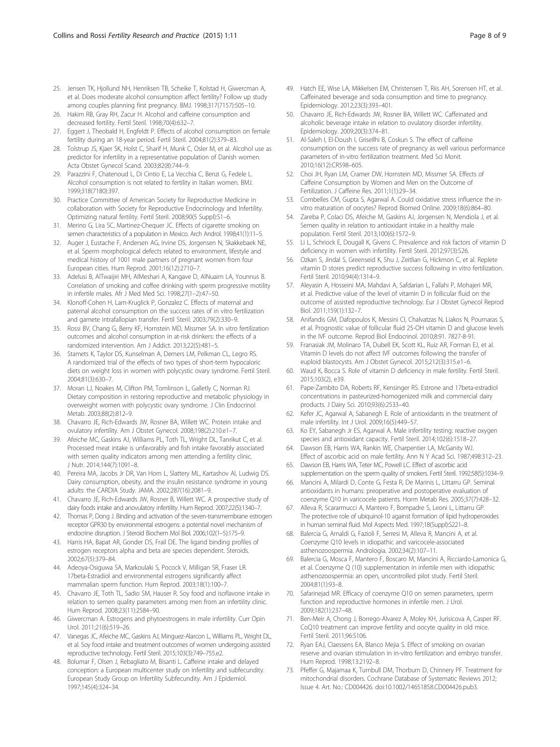25. Jensen TK, Hjollund NH, Henriksen TB, Scheike T, Kolstad H, Giwercman A, et al. Does moderate alcohol consumption affect fertility? Follow up study among couples planning first pregnancy. BMJ. 1998;317(7157):505–10.
26. Hakim RB, Gray RH, Zacur H. Alcohol and caffeine consumption and decreased fertility. Fertil Steril. 1998;70(4):632–7.
27. Eggert J, Theobald H, Engfeldt P. Effects of alcohol consumption on female fertility during an 18-year period. Fertil Steril. 2004;81(2):379–83.
28. Tolstrup JS, Kjaer SK, Holst C, Sharif H, Munk C, Osler M, et al. Alcohol use as predictor for infertility in a representative population of Danish women. Acta Obstet Gynecol Scand. 2003;82(8):744–9.
29. Parazzini F, Chatenoud L, Di Cintio E, La Vecchia C, Benzi G, Fedele L. Alcohol consumption is not related to fertility in Italian women. BMJ. 1999;318(7180):397.
30. Practice Committee of American Society for Reproductive Medicine in collaboration with Society for Reproductive Endocrinology and Infertility. Optimizing natural fertility. Fertil Steril. 2008;90(5 Suppl):S1–6.
31. Merino G, Lira SC, Martinez-Chequer JC. Effects of cigarette smoking on semen characteristics of a population in Mexico. Arch Androl. 1998;41(1):11–5.
32. Auger J, Eustache F, Andersen AG, Irvine DS, Jorgensen N, Skakkebaek NE, et al. Sperm morphological defects related to environment, lifestyle and medical history of 1001 male partners of pregnant women from four European cities. Hum Reprod. 2001;16(12):2710–7.
33. Adelusi B, AlTwaijiri MH, AlMeshari A, Kangave D, AlNuaim LA, Younnus B. Correlation of smoking and coffee drinking with sperm progressive motility in infertile males. Afr J Med Med Sci. 1998;27(1–2):47–50.
34. Klonoff-Cohen H, Lam-Kruglick P, Gonzalez C. Effects of maternal and paternal alcohol consumption on the success rates of in vitro fertilization and gamete intrafallopian transfer. Fertil Steril. 2003;79(2):330–9.
35. Rossi BV, Chang G, Berry KF, Hornstein MD, Missmer SA. In vitro fertilization outcomes and alcohol consumption in at-risk drinkers: the effects of a randomized intervention. Am J Addict. 2013;22(5):481–5.
36. Stamets K, Taylor DS, Kunselman A, Demers LM, Pelkman CL, Legro RS. A randomized trial of the effects of two types of short-term hypocaloric diets on weight loss in women with polycystic ovary syndrome. Fertil Steril. 2004;81(3):630–7.
37. Moran LJ, Noakes M, Clifton PM, Tomlinson L, Galletly C, Norman RJ. Dietary composition in restoring reproductive and metabolic physiology in overweight women with polycystic ovary syndrome. J Clin Endocrinol Metab. 2003;88(2):812–9.
38. Chavarro JE, Rich-Edwards JW, Rosner BA, Willett WC. Protein intake and ovulatory infertility. Am J Obstet Gynecol. 2008;198(2):210.e1–7.
39. Afeiche MC, Gaskins AJ, Williams PL, Toth TL, Wright DL, Tanrikut C, et al. Processed meat intake is unfavorably and fish intake favorably associated with semen quality indicators among men attending a fertility clinic. J Nutr. 2014;144(7):1091–8.
40. Pereira MA, Jacobs Jr DR, Van Horn L, Slattery ML, Kartashov AI, Ludwig DS. Dairy consumption, obesity, and the insulin resistance syndrome in young adults: the CARDIA Study. JAMA. 2002;287(16):2081–9.
41. Chavarro JE, Rich-Edwards JW, Rosner B, Willett WC. A prospective study of dairy foods intake and anovulatory infertility. Hum Reprod. 2007;22(5):1340–7.
42. Thomas P, Dong J. Binding and activation of the seven-transmembrane estrogen receptor GPR30 by environmental estrogens: a potential novel mechanism of endocrine disruption. J Steroid Biochem Mol Biol. 2006;102(1–5):175–9.
43. Harris HA, Bapat AR, Gonder DS, Frail DE. The ligand binding profiles of estrogen receptors alpha and beta are species dependent. Steroids. 2002;67(5):379–84.
44. Adeoya-Osiguwa SA, Markoulaki S, Pocock V, Milligan SR, Fraser LR. 17beta-Estradiol and environmental estrogens significantly affect mammalian sperm function. Hum Reprod. 2003;18(1):100–7.
45. Chavarro JE, Toth TL, Sadio SM, Hauser R. Soy food and isoflavone intake in relation to semen quality parameters among men from an infertility clinic. Hum Reprod. 2008;23(11):2584–90.
46. Giwercman A. Estrogens and phytoestrogens in male infertility. Curr Opin Urol. 2011;21(6):519–26.
47. Vanegas JC, Afeiche MC, Gaskins AJ, Minguez-Alarcon L, Williams PL, Wright DL, et al. Soy food intake and treatment outcomes of women undergoing assisted reproductive technology. Fertil Steril. 2015;103(3):749–755.e2.
48. Bolumar F, Olsen J, Rebagliato M, Bisanti L. Caffeine intake and delayed conception: a European multicenter study on infertility and subfecundity. European Study Group on Infertility Subfecundity. Am J Epidemiol. 1997;145(4):324–34.
49. Hatch EE, Wise LA, Mikkelsen EM, Christensen T, Riis AH, Sorensen HT, et al. Caffeinated beverage and soda consumption and time to pregnancy. Epidemiology. 2012;23(3):393–401.
50. Chavarro JE, Rich-Edwards JW, Rosner BA, Willett WC. Caffeinated and alcoholic beverage intake in relation to ovulatory disorder infertility. Epidemiology. 2009;20(3):374–81.
51. Al-Saleh I, El-Doush I, Grisellhi B, Coskun S. The effect of caffeine consumption on the success rate of pregnancy as well various performance parameters of in-vitro fertilization treatment. Med Sci Monit. 2010;16(12):CR598–605.
52. Choi JH, Ryan LM, Cramer DW, Hornstein MD, Missmer SA. Effects of Caffeine Consumption by Women and Men on the Outcome of Fertilization. J Caffeine Res. 2011;1(1):29–34.
53. Combelles CM, Gupta S, Agarwal A. Could oxidative stress influence the in-vitro maturation of oocytes? Reprod Biomed Online. 2009;18(6):864–80.
54. Zareba P, Colaci DS, Afeiche M, Gaskins AJ, Jorgensen N, Mendiola J, et al. Semen quality in relation to antioxidant intake in a healthy male population. Fertil Steril. 2013;100(6):1572–9.
55. Li L, Schriock E, Dougall K, Givens C. Prevalence and risk factors of vitamin D deficiency in women with infertility. Fertil Steril. 2012;97(3):S26.
56. Ozkan S, Jindal S, Greenseid K, Shu J, Zeitlian G, Hickmon C, et al. Replete vitamin D stores predict reproductive success following in vitro fertilization. Fertil Steril. 2010;94(4):1314–9.
57. Aleyasin A, Hosseini MA, Mahdavi A, Safdarian L, Fallahi P, Mohajeri MR, et al. Predictive value of the level of vitamin D in follicular fluid on the outcome of assisted reproductive technology. Eur J Obstet Gynecol Reprod Biol. 2011;159(1):132–7.
58. Anifandis GM, Dafopoulos K, Messini CI, Chalvatzas N, Liakos N, Pournaras S, et al. Prognostic value of follicular fluid 25-OH vitamin D and glucose levels in the IVF outcome. Reprod Biol Endocrinol. 2010;8:91. 7827-8-91.
59. Franasiak JM, Molinaro TA, Dubell EK, Scott KL, Ruiz AR, Forman EJ, et al. Vitamin D levels do not affect IVF outcomes following the transfer of euploid blastocysts. Am J Obstet Gynecol. 2015;212(3):315.e1–6.
60. Waud K, Bocca S. Role of vitamin D deficiency in male fertility. Fertil Steril. 2015;103(2), e39.
61. Pape-Zambito DA, Roberts RF, Kensinger RS. Estrone and 17beta-estradiol concentrations in pasteurized-homogenized milk and commercial dairy products. J Dairy Sci. 2010;93(6):2533–40.
62. Kefer JC, Agarwal A, Sabanegh E. Role of antioxidants in the treatment of male infertility. Int J Urol. 2009;16(5):449–57.
63. Ko EY, Sabanegh Jr ES, Agarwal A. Male infertility testing: reactive oxygen species and antioxidant capacity. Fertil Steril. 2014;102(6):1518–27.
64. Dawson EB, Harris WA, Rankin WE, Charpentier LA, McGanity WJ. Effect of ascorbic acid on male fertility. Ann N Y Acad Sci. 1987;498:312–23.
65. Dawson EB, Harris WA, Teter MC, Powell LC. Effect of ascorbic acid supplementation on the sperm quality of smokers. Fertil Steril. 1992;58(5):1034–9.
66. Mancini A, Milardi D, Conte G, Festa R, De Marinis L, Littarru GP. Seminal antioxidants in humans: preoperative and postoperative evaluation of coenzyme Q10 in varicocele patients. Horm Metab Res. 2005;37(7):428–32.
67. Alleva R, Scararmucci A, Mantero F, Bompadre S, Leoni L, Littarru GP. The protective role of ubiquinol-10 against formation of lipid hydroperoxides in human seminal fluid. Mol Aspects Med. 1997;18(Suppl):S221–8.
68. Balercia G, Arnaldi G, Fazioli F, Serresi M, Alleva R, Mancini A, et al. Coenzyme Q10 levels in idiopathic and varicocele-associated asthenozoospermia. Andrologia. 2002;34(2):107–11.
69. Balercia G, Mosca F, Mantero F, Boscaro M, Mancini A, Ricciardo-Lamonica G, et al. Coenzyme Q (10) supplementation in infertile men with idiopathic asthenozoospermia: an open, uncontrolled pilot study. Fertil Steril. 2004;81(1):93–8.
70. Safarinejad MR. Efficacy of coenzyme Q10 on semen parameters, sperm function and reproductive hormones in infertile men. J Urol. 2009;182(1):237–48.
71. Ben-Meir A, Chong J, Borrego-Alvarez A, Moley KH, Jurisicova A, Casper RF. CoQ10 treatment can improve fertility and oocyte quality in old mice. Fertil Steril. 2011;96:S106.
72. Ryan EAJ, Claessens EA, Blanco Mejia S. Effect of smoking on ovarian reserve and ovarian stimulation in in-vitro fertilization and embryo transfer. Hum Reprod. 1998;13:2192–8.
73. Pfeffer G, Majamaa K, Turnbull DM, Thorburn D, Chinnery PF. Treatment for mitochondrial disorders. Cochrane Database of Systematic Reviews 2012; Issue 4. Art. No.: CD004426. doi:10.1002/14651858.CD004426.pub3.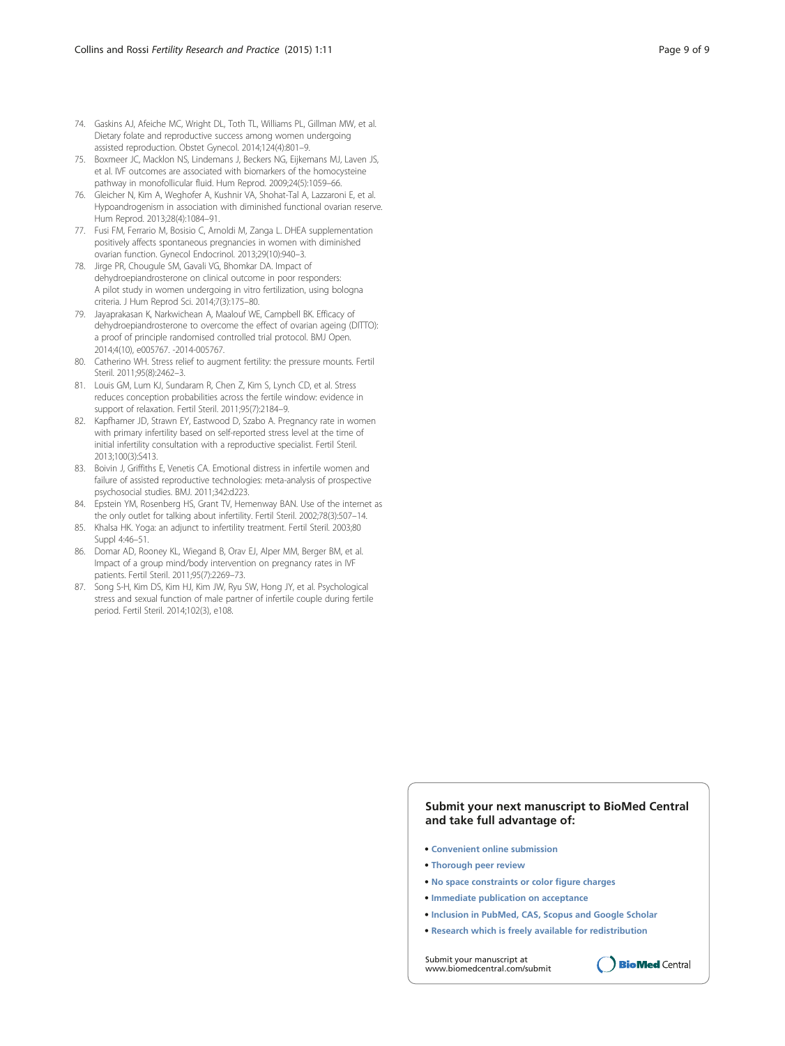74. Gaskins AJ, Afeiche MC, Wright DL, Toth TL, Williams PL, Gillman MW, et al. Dietary folate and reproductive success among women undergoing assisted reproduction. Obstet Gynecol. 2014;124(4):801–9.
75. Boxmeer JC, Macklon NS, Lindemans J, Beckers NG, Eijkemans MJ, Laven JS, et al. IVF outcomes are associated with biomarkers of the homocysteine pathway in monofollicular fluid. Hum Reprod. 2009;24(5):1059–66.
76. Gleicher N, Kim A, Weghofer A, Kushnir VA, Shohat-Tal A, Lazzaroni E, et al. Hypoandrogenism in association with diminished functional ovarian reserve. Hum Reprod. 2013;28(4):1084–91.
77. Fusi FM, Ferrario M, Bosisio C, Arnoldi M, Zanga L. DHEA supplementation positively affects spontaneous pregnancies in women with diminished ovarian function. Gynecol Endocrinol. 2013;29(10):940–3.
78. Jirge PR, Chougule SM, Gavali VG, Bhomkar DA. Impact of dehydroepiandrosterone on clinical outcome in poor responders: A pilot study in women undergoing in vitro fertilization, using bologna criteria. J Hum Reprod Sci. 2014;7(3):175–80.
79. Jayaprakasan K, Narkwichean A, Maalouf WE, Campbell BK. Efficacy of dehydroepiandrosterone to overcome the effect of ovarian ageing (DITTO): a proof of principle randomised controlled trial protocol. BMJ Open. 2014;4(10), e005767. -2014-005767.
80. Catherino WH. Stress relief to augment fertility: the pressure mounts. Fertil Steril. 2011;95(8):2462–3.
81. Louis GM, Lum KJ, Sundaram R, Chen Z, Kim S, Lynch CD, et al. Stress reduces conception probabilities across the fertile window: evidence in support of relaxation. Fertil Steril. 2011;95(7):2184–9.
82. Kapfhamer JD, Strawn EY, Eastwood D, Szabo A. Pregnancy rate in women with primary infertility based on self-reported stress level at the time of initial infertility consultation with a reproductive specialist. Fertil Steril. 2013;100(3):S413.
83. Boivin J, Griffiths E, Venetis CA. Emotional distress in infertile women and failure of assisted reproductive technologies: meta-analysis of prospective psychosocial studies. BMJ. 2011;342:d223.
84. Epstein YM, Rosenberg HS, Grant TV, Hemenway BAN. Use of the internet as the only outlet for talking about infertility. Fertil Steril. 2002;78(3):507–14.
85. Khalsa HK. Yoga: an adjunct to infertility treatment. Fertil Steril. 2003;80 Suppl 4:46–51.
86. Domar AD, Rooney KL, Wiegand B, Orav EJ, Alper MM, Berger BM, et al. Impact of a group mind/body intervention on pregnancy rates in IVF patients. Fertil Steril. 2011;95(7):2269–73.
87. Song S-H, Kim DS, Kim HJ, Kim JW, Ryu SW, Hong JY, et al. Psychological stress and sexual function of male partner of infertile couple during fertile period. Fertil Steril. 2014;102(3), e108.

**Submit your next manuscript to BioMed Central and take full advantage of:**

- **Convenient online submission**
- **Thorough peer review**
- **No space constraints or color figure charges**
- **Immediate publication on acceptance**
- **Inclusion in PubMed, CAS, Scopus and Google Scholar**
- **Research which is freely available for redistribution**

Submit your manuscript at www.biomedcentral.com/submit

BioMed Central